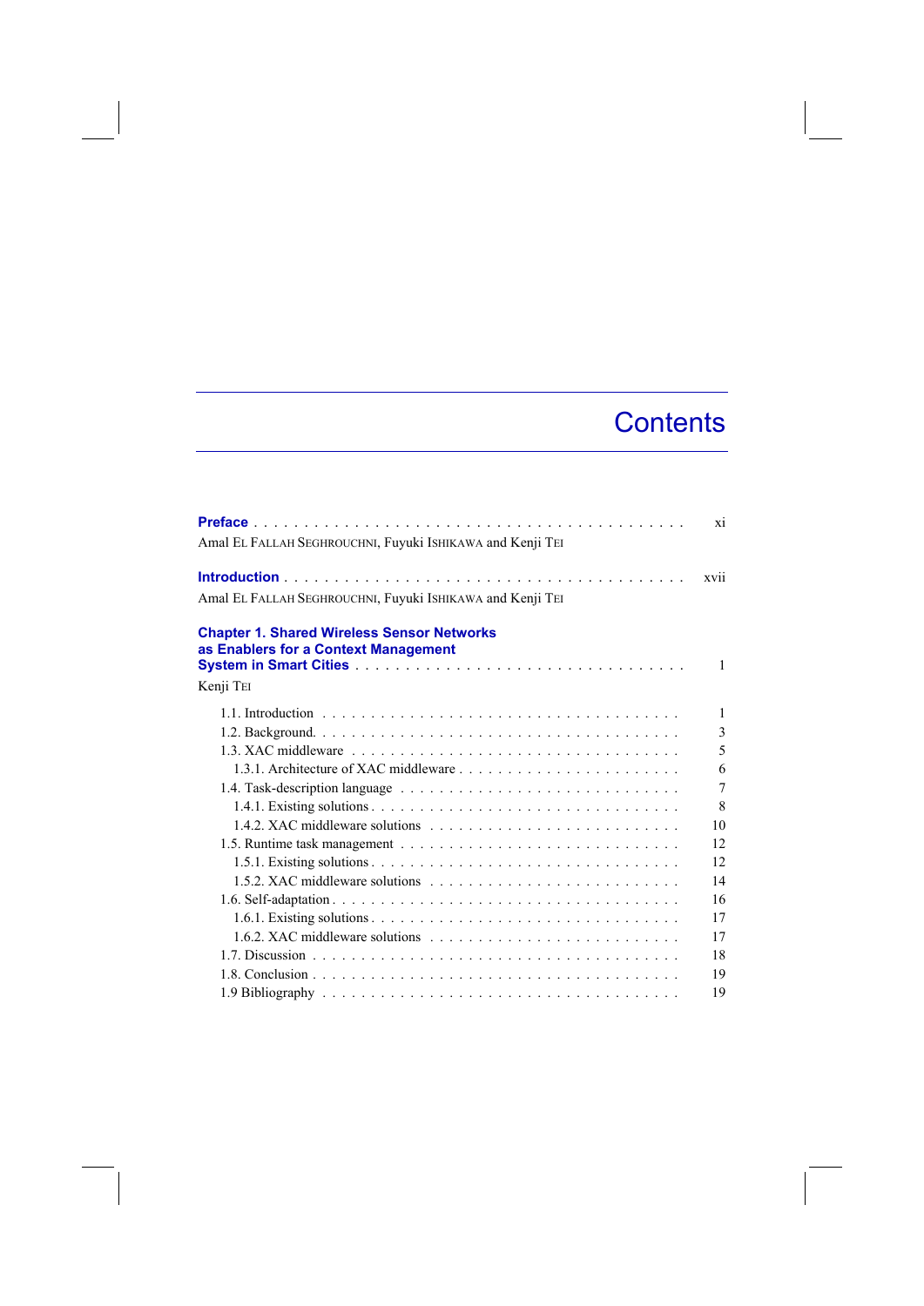# Contents

**Preface** . . . . . . . . . . . . . . . . . . . . . . . . . . . . . . . . . . . . . . . . . . . xi

Amal EL FALLAH SEGHROUCHNI, Fuyuki ISHIKAWA and Kenji TEI

**Introduction** . . . . . . . . . . . . . . . . . . . . . . . . . . . . . . . . . . . . . . . . xvii

Amal EL FALLAH SEGHROUCHNI, Fuyuki ISHIKAWA and Kenji TEI

**Chapter 1. Shared Wireless Sensor Networks as Enablers for a Context Management System in Smart Cities** . . . . . . . . . . . . . . . . . . . . . . . . . . . . . . . . 1

Kenji TEI

- 1.1. Introduction . . . . . . . . . . . . . . . . . . . . . . . . . . . . . . . . . . . . 1
- 1.2. Background. . . . . . . . . . . . . . . . . . . . . . . . . . . . . . . . . . . . 3
- 1.3. XAC middleware . . . . . . . . . . . . . . . . . . . . . . . . . . . . . . . . . 5
  - 1.3.1. Architecture of XAC middleware . . . . . . . . . . . . . . . . . . . . . . 6
- 1.4. Task-description language . . . . . . . . . . . . . . . . . . . . . . . . . . . 7
  - 1.4.1. Existing solutions . . . . . . . . . . . . . . . . . . . . . . . . . . . . . 8
  - 1.4.2. XAC middleware solutions . . . . . . . . . . . . . . . . . . . . . . . . 10
- 1.5. Runtime task management . . . . . . . . . . . . . . . . . . . . . . . . . . . 12
  - 1.5.1. Existing solutions . . . . . . . . . . . . . . . . . . . . . . . . . . . . . 12
  - 1.5.2. XAC middleware solutions . . . . . . . . . . . . . . . . . . . . . . . . 14
- 1.6. Self-adaptation . . . . . . . . . . . . . . . . . . . . . . . . . . . . . . . . . 16
  - 1.6.1. Existing solutions . . . . . . . . . . . . . . . . . . . . . . . . . . . . . 17
  - 1.6.2. XAC middleware solutions . . . . . . . . . . . . . . . . . . . . . . . . 17
- 1.7. Discussion . . . . . . . . . . . . . . . . . . . . . . . . . . . . . . . . . . . 18
- 1.8. Conclusion . . . . . . . . . . . . . . . . . . . . . . . . . . . . . . . . . . . 19
- 1.9 Bibliography . . . . . . . . . . . . . . . . . . . . . . . . . . . . . . . . . . 19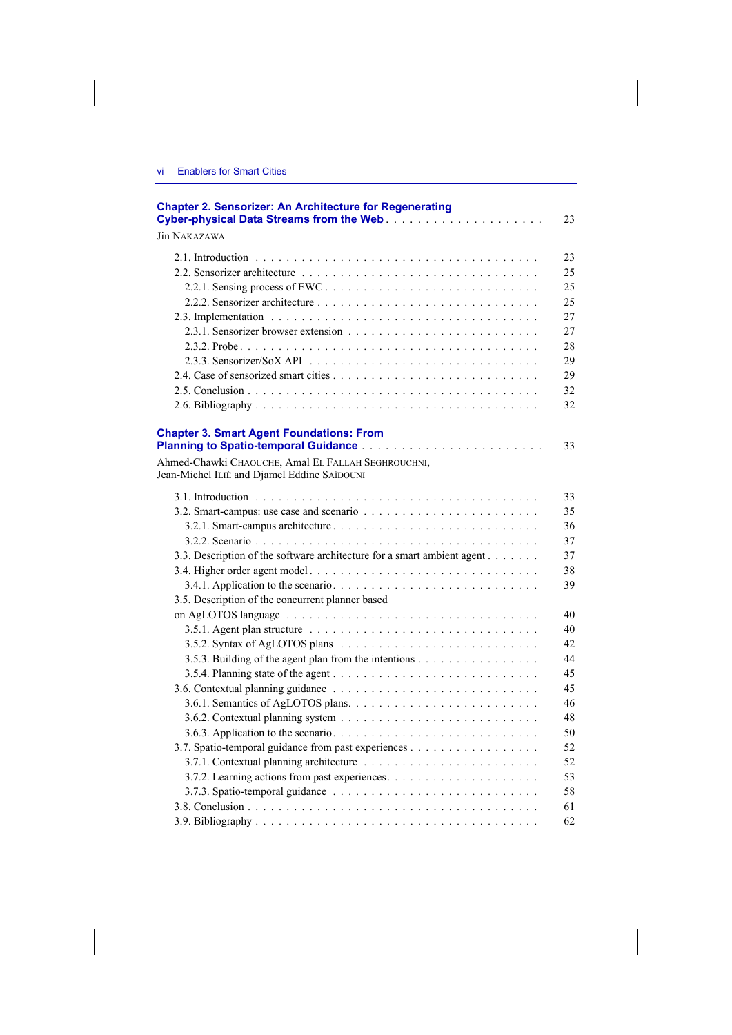**Chapter 2. Sensorizer: An Architecture for Regenerating Cyber-physical Data Streams from the Web** . . . . . . . . . . . . . . . . . . . . 23

Jin NAKAZAWA

- 2.1. Introduction . . . . . . . . . . . . . . . . . . . . . . . . . . . . . . . . . . . . 23
- 2.2. Sensorizer architecture . . . . . . . . . . . . . . . . . . . . . . . . . . . . . 25
  - 2.2.1. Sensing process of EWC . . . . . . . . . . . . . . . . . . . . . . . . 25
  - 2.2.2. Sensorizer architecture . . . . . . . . . . . . . . . . . . . . . . . . . 25
- 2.3. Implementation . . . . . . . . . . . . . . . . . . . . . . . . . . . . . . . . . 27
  - 2.3.1. Sensorizer browser extension . . . . . . . . . . . . . . . . . . . . . 27
  - 2.3.2. Probe . . . . . . . . . . . . . . . . . . . . . . . . . . . . . . . . . . . 28
  - 2.3.3. Sensorizer/SoX API . . . . . . . . . . . . . . . . . . . . . . . . . . 29
- 2.4. Case of sensorized smart cities . . . . . . . . . . . . . . . . . . . . . . . . 29
- 2.5. Conclusion . . . . . . . . . . . . . . . . . . . . . . . . . . . . . . . . . . . 32
- 2.6. Bibliography . . . . . . . . . . . . . . . . . . . . . . . . . . . . . . . . . . 32

**Chapter 3. Smart Agent Foundations: From Planning to Spatio-temporal Guidance** . . . . . . . . . . . . . . . . . . . . . . . 33

Ahmed-Chawki CHAOUCHE, Amal EL FALLAH SEGHROUCHNI, Jean-Michel ILIÉ and Djamel Eddine SAÏDOUNI

- 3.1. Introduction . . . . . . . . . . . . . . . . . . . . . . . . . . . . . . . . . . . . 33
- 3.2. Smart-campus: use case and scenario . . . . . . . . . . . . . . . . . . . . . 35
  - 3.2.1. Smart-campus architecture . . . . . . . . . . . . . . . . . . . . . . . . 36
  - 3.2.2. Scenario . . . . . . . . . . . . . . . . . . . . . . . . . . . . . . . . . . 37
- 3.3. Description of the software architecture for a smart ambient agent . . . . . . . 37
- 3.4. Higher order agent model . . . . . . . . . . . . . . . . . . . . . . . . . . . 38
  - 3.4.1. Application to the scenario . . . . . . . . . . . . . . . . . . . . . . . . 39
- 3.5. Description of the concurrent planner based on AgLOTOS language . . . . . . . . . . . . . . . . . . . . . . . . . . . . . . 40
  - 3.5.1. Agent plan structure . . . . . . . . . . . . . . . . . . . . . . . . . . . 40
  - 3.5.2. Syntax of AgLOTOS plans . . . . . . . . . . . . . . . . . . . . . . . 42
  - 3.5.3. Building of the agent plan from the intentions . . . . . . . . . . . . . . 44
  - 3.5.4. Planning state of the agent . . . . . . . . . . . . . . . . . . . . . . . . 45
- 3.6. Contextual planning guidance . . . . . . . . . . . . . . . . . . . . . . . . . 45
  - 3.6.1. Semantics of AgLOTOS plans . . . . . . . . . . . . . . . . . . . . . . 46
  - 3.6.2. Contextual planning system . . . . . . . . . . . . . . . . . . . . . . . 48
  - 3.6.3. Application to the scenario . . . . . . . . . . . . . . . . . . . . . . . . 50
- 3.7. Spatio-temporal guidance from past experiences . . . . . . . . . . . . . . . 52
  - 3.7.1. Contextual planning architecture . . . . . . . . . . . . . . . . . . . . . 52
  - 3.7.2. Learning actions from past experiences . . . . . . . . . . . . . . . . . . 53
  - 3.7.3. Spatio-temporal guidance . . . . . . . . . . . . . . . . . . . . . . . . . 58
- 3.8. Conclusion . . . . . . . . . . . . . . . . . . . . . . . . . . . . . . . . . . . 61
- 3.9. Bibliography . . . . . . . . . . . . . . . . . . . . . . . . . . . . . . . . . . 62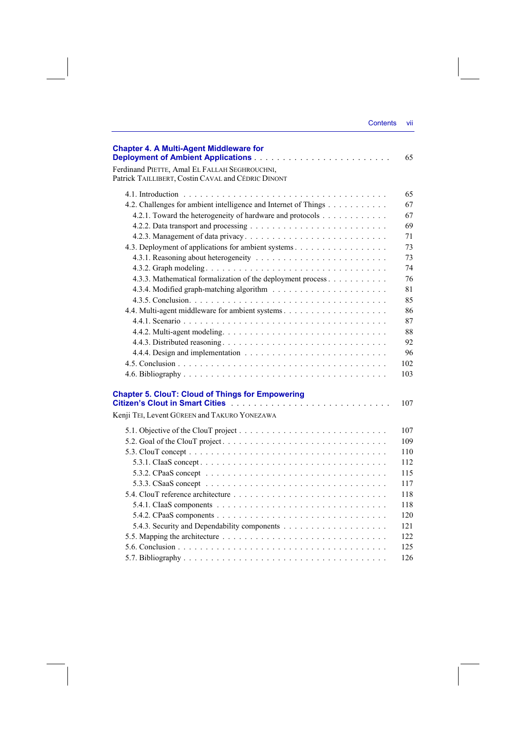**Chapter 4. A Multi-Agent Middleware for Deployment of Ambient Applications** . . . . . . . . . . . . . . . . . . . . . . . . 65

Ferdinand PIETTE, Amal EL FALLAH SEGHROUCHNI, Patrick TAILLIBERT, Costin CAVAL and CÉDRIC DINONT

4.1. Introduction . . . . . . . . . . . . . . . . . . . . . . . . . . . . . . . . . . . . 65
4.2. Challenges for ambient intelligence and Internet of Things . . . . . . . . . . . 67
 4.2.1. Toward the heterogeneity of hardware and protocols . . . . . . . . . . . 67
 4.2.2. Data transport and processing . . . . . . . . . . . . . . . . . . . . . . . 69
 4.2.3. Management of data privacy . . . . . . . . . . . . . . . . . . . . . . . . 71
4.3. Deployment of applications for ambient systems . . . . . . . . . . . . . . . . 73
 4.3.1. Reasoning about heterogeneity . . . . . . . . . . . . . . . . . . . . . . . 73
 4.3.2. Graph modeling . . . . . . . . . . . . . . . . . . . . . . . . . . . . . . . 74
 4.3.3. Mathematical formalization of the deployment process . . . . . . . . . . 76
 4.3.4. Modified graph-matching algorithm . . . . . . . . . . . . . . . . . . . . 81
 4.3.5. Conclusion . . . . . . . . . . . . . . . . . . . . . . . . . . . . . . . . . . 85
4.4. Multi-agent middleware for ambient systems . . . . . . . . . . . . . . . . . . 86
 4.4.1. Scenario . . . . . . . . . . . . . . . . . . . . . . . . . . . . . . . . . . . 87
 4.4.2. Multi-agent modeling . . . . . . . . . . . . . . . . . . . . . . . . . . . . 88
 4.4.3. Distributed reasoning . . . . . . . . . . . . . . . . . . . . . . . . . . . . 92
 4.4.4. Design and implementation . . . . . . . . . . . . . . . . . . . . . . . . . 96
4.5. Conclusion . . . . . . . . . . . . . . . . . . . . . . . . . . . . . . . . . . . . 102
4.6. Bibliography . . . . . . . . . . . . . . . . . . . . . . . . . . . . . . . . . . . 103

**Chapter 5. ClouT: Cloud of Things for Empowering Citizen's Clout in Smart Cities** . . . . . . . . . . . . . . . . . . . . . . . . . 107

Kenji TEI, Levent GÜREEN and TAKURO YONEZAWA

5.1. Objective of the ClouT project . . . . . . . . . . . . . . . . . . . . . . . . . . 107
5.2. Goal of the ClouT project . . . . . . . . . . . . . . . . . . . . . . . . . . . . . 109
5.3. ClouT concept . . . . . . . . . . . . . . . . . . . . . . . . . . . . . . . . . . . 110
 5.3.1. CIaaS concept . . . . . . . . . . . . . . . . . . . . . . . . . . . . . . . . 112
 5.3.2. CPaaS concept . . . . . . . . . . . . . . . . . . . . . . . . . . . . . . . . 115
 5.3.3. CSaaS concept . . . . . . . . . . . . . . . . . . . . . . . . . . . . . . . . 117
5.4. ClouT reference architecture . . . . . . . . . . . . . . . . . . . . . . . . . . . 118
 5.4.1. CIaaS components . . . . . . . . . . . . . . . . . . . . . . . . . . . . . . 118
 5.4.2. CPaaS components . . . . . . . . . . . . . . . . . . . . . . . . . . . . . . 120
 5.4.3. Security and Dependability components . . . . . . . . . . . . . . . . . . 121
5.5. Mapping the architecture . . . . . . . . . . . . . . . . . . . . . . . . . . . . . 122
5.6. Conclusion . . . . . . . . . . . . . . . . . . . . . . . . . . . . . . . . . . . . 125
5.7. Bibliography . . . . . . . . . . . . . . . . . . . . . . . . . . . . . . . . . . . 126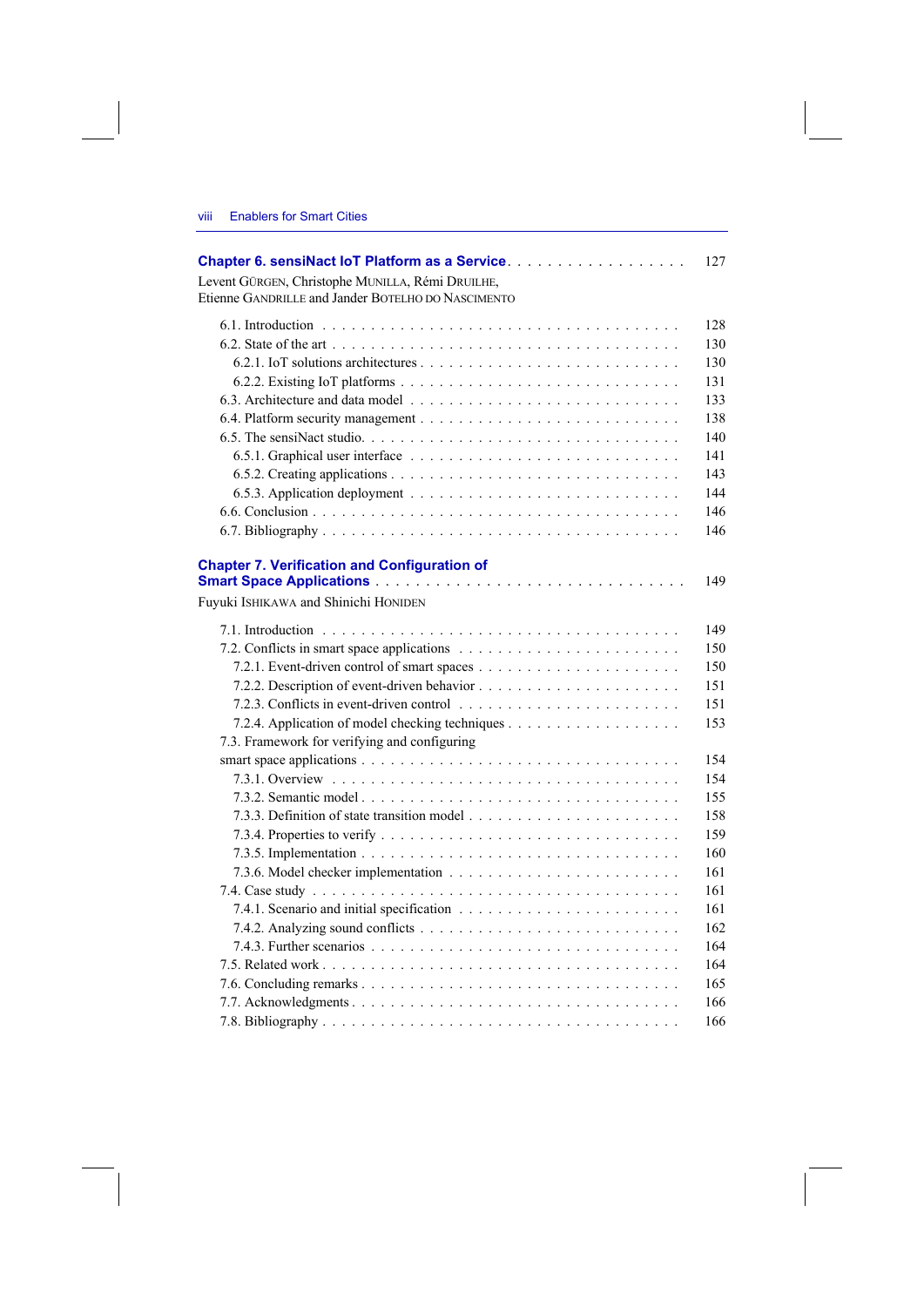**Chapter 6. sensiNact IoT Platform as a Service** . . . . . . . . . . . . . . . . . . 127

Levent GÜRGEN, Christophe MUNILLA, Rémi DRUILHE, Etienne GANDRILLE and Jander BOTELHO DO NASCIMENTO

6.1. Introduction . . . . . . . . . . . . . . . . . . . . . . . . . . . . . . . . . . . 128
6.2. State of the art . . . . . . . . . . . . . . . . . . . . . . . . . . . . . . . . . 130
6.2.1. IoT solutions architectures . . . . . . . . . . . . . . . . . . . . . . . . . 130
6.2.2. Existing IoT platforms . . . . . . . . . . . . . . . . . . . . . . . . . . . 131
6.3. Architecture and data model . . . . . . . . . . . . . . . . . . . . . . . . . 133
6.4. Platform security management . . . . . . . . . . . . . . . . . . . . . . . . 138
6.5. The sensiNact studio. . . . . . . . . . . . . . . . . . . . . . . . . . . . . . 140
6.5.1. Graphical user interface . . . . . . . . . . . . . . . . . . . . . . . . . . 141
6.5.2. Creating applications . . . . . . . . . . . . . . . . . . . . . . . . . . . 143
6.5.3. Application deployment . . . . . . . . . . . . . . . . . . . . . . . . . . 144
6.6. Conclusion . . . . . . . . . . . . . . . . . . . . . . . . . . . . . . . . . . . 146
6.7. Bibliography . . . . . . . . . . . . . . . . . . . . . . . . . . . . . . . . . . 146

**Chapter 7. Verification and Configuration of Smart Space Applications** . . . . . . . . . . . . . . . . . . . . . . . . . . . . . 149

Fuyuki ISHIKAWA and Shinichi HONIDEN

7.1. Introduction . . . . . . . . . . . . . . . . . . . . . . . . . . . . . . . . . . . 149
7.2. Conflicts in smart space applications . . . . . . . . . . . . . . . . . . . . . 150
7.2.1. Event-driven control of smart spaces . . . . . . . . . . . . . . . . . . . 150
7.2.2. Description of event-driven behavior . . . . . . . . . . . . . . . . . . . 151
7.2.3. Conflicts in event-driven control . . . . . . . . . . . . . . . . . . . . . 151
7.2.4. Application of model checking techniques . . . . . . . . . . . . . . . . 153
7.3. Framework for verifying and configuring smart space applications . . . . . . . . . . . . . . . . . . . . . . . . . . . . . . . 154
7.3.1. Overview . . . . . . . . . . . . . . . . . . . . . . . . . . . . . . . . . . 154
7.3.2. Semantic model . . . . . . . . . . . . . . . . . . . . . . . . . . . . . . . 155
7.3.3. Definition of state transition model . . . . . . . . . . . . . . . . . . . . 158
7.3.4. Properties to verify . . . . . . . . . . . . . . . . . . . . . . . . . . . . . 159
7.3.5. Implementation . . . . . . . . . . . . . . . . . . . . . . . . . . . . . . . 160
7.3.6. Model checker implementation . . . . . . . . . . . . . . . . . . . . . . . 161
7.4. Case study . . . . . . . . . . . . . . . . . . . . . . . . . . . . . . . . . . . 161
7.4.1. Scenario and initial specification . . . . . . . . . . . . . . . . . . . . . 161
7.4.2. Analyzing sound conflicts . . . . . . . . . . . . . . . . . . . . . . . . . 162
7.4.3. Further scenarios . . . . . . . . . . . . . . . . . . . . . . . . . . . . . . 164
7.5. Related work . . . . . . . . . . . . . . . . . . . . . . . . . . . . . . . . . . 164
7.6. Concluding remarks . . . . . . . . . . . . . . . . . . . . . . . . . . . . . . 165
7.7. Acknowledgments . . . . . . . . . . . . . . . . . . . . . . . . . . . . . . . 166
7.8. Bibliography . . . . . . . . . . . . . . . . . . . . . . . . . . . . . . . . . . 166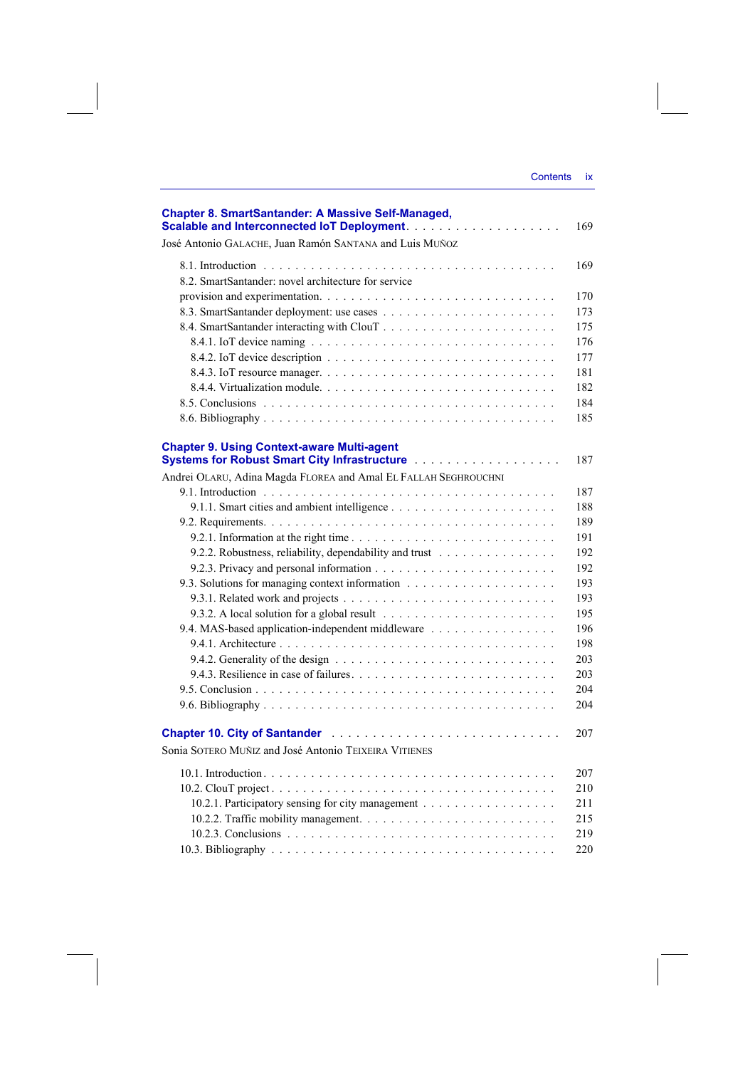**Chapter 8. SmartSantander: A Massive Self-Managed, Scalable and Interconnected IoT Deployment** . . . . . . . . . . . . . . . . . . . 169

José Antonio GALACHE, Juan Ramón SANTANA and Luis MUÑOZ

8.1. Introduction . . . . . . . . . . . . . . . . . . . . . . . . . . . . . . . . . . . 169
8.2. SmartSantander: novel architecture for service provision and experimentation. . . . . . . . . . . . . . . . . . . . . . . . . . 170
8.3. SmartSantander deployment: use cases . . . . . . . . . . . . . . . . . . . . 173
8.4. SmartSantander interacting with ClouT . . . . . . . . . . . . . . . . . . . . 175
8.4.1. IoT device naming . . . . . . . . . . . . . . . . . . . . . . . . . . . . 176
8.4.2. IoT device description . . . . . . . . . . . . . . . . . . . . . . . . . . 177
8.4.3. IoT resource manager. . . . . . . . . . . . . . . . . . . . . . . . . . . 181
8.4.4. Virtualization module. . . . . . . . . . . . . . . . . . . . . . . . . . . 182
8.5. Conclusions . . . . . . . . . . . . . . . . . . . . . . . . . . . . . . . . . . 184
8.6. Bibliography . . . . . . . . . . . . . . . . . . . . . . . . . . . . . . . . . 185

**Chapter 9. Using Context-aware Multi-agent Systems for Robust Smart City Infrastructure** . . . . . . . . . . . . . . . . . 187

Andrei OLARU, Adina Magda FLOREA and Amal EL FALLAH SEGHROUCHNI

9.1. Introduction . . . . . . . . . . . . . . . . . . . . . . . . . . . . . . . . . . 187
9.1.1. Smart cities and ambient intelligence . . . . . . . . . . . . . . . . . . . 188
9.2. Requirements. . . . . . . . . . . . . . . . . . . . . . . . . . . . . . . . . . 189
9.2.1. Information at the right time . . . . . . . . . . . . . . . . . . . . . . . 191
9.2.2. Robustness, reliability, dependability and trust . . . . . . . . . . . . . . 192
9.2.3. Privacy and personal information . . . . . . . . . . . . . . . . . . . . . 192
9.3. Solutions for managing context information . . . . . . . . . . . . . . . . . 193
9.3.1. Related work and projects . . . . . . . . . . . . . . . . . . . . . . . . . 193
9.3.2. A local solution for a global result . . . . . . . . . . . . . . . . . . . . 195
9.4. MAS-based application-independent middleware . . . . . . . . . . . . . . . 196
9.4.1. Architecture . . . . . . . . . . . . . . . . . . . . . . . . . . . . . . . . 198
9.4.2. Generality of the design . . . . . . . . . . . . . . . . . . . . . . . . . . 203
9.4.3. Resilience in case of failures. . . . . . . . . . . . . . . . . . . . . . . . 203
9.5. Conclusion . . . . . . . . . . . . . . . . . . . . . . . . . . . . . . . . . . . 204
9.6. Bibliography . . . . . . . . . . . . . . . . . . . . . . . . . . . . . . . . . 204

**Chapter 10. City of Santander** . . . . . . . . . . . . . . . . . . . . . . . . . . 207

Sonia SOTERO MUÑIZ and José Antonio TEIXEIRA VITIENES

10.1. Introduction. . . . . . . . . . . . . . . . . . . . . . . . . . . . . . . . . . 207
10.2. ClouT project . . . . . . . . . . . . . . . . . . . . . . . . . . . . . . . . . 210
10.2.1. Participatory sensing for city management . . . . . . . . . . . . . . . 211
10.2.2. Traffic mobility management. . . . . . . . . . . . . . . . . . . . . . . 215
10.2.3. Conclusions . . . . . . . . . . . . . . . . . . . . . . . . . . . . . . . . 219
10.3. Bibliography . . . . . . . . . . . . . . . . . . . . . . . . . . . . . . . . . 220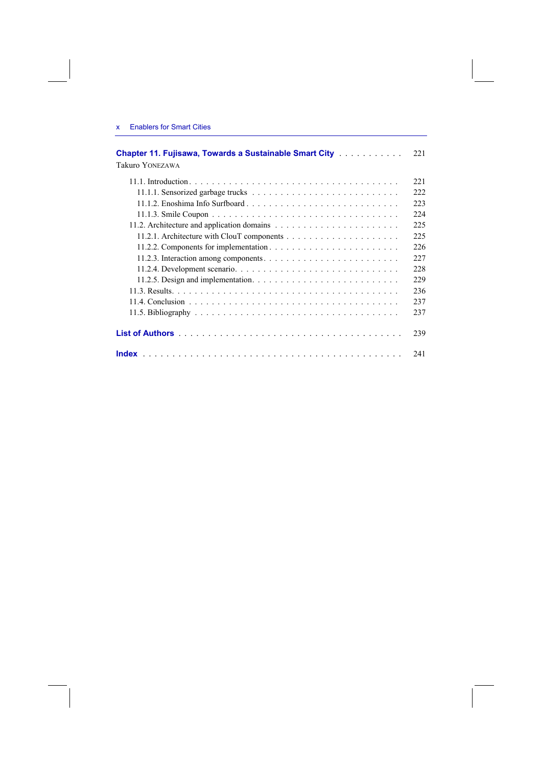**Chapter 11. Fujisawa, Towards a Sustainable Smart City** . . . . . . . . . . . 221
Takuro YONEZAWA

11.1. Introduction . . . . . . . . . . . . . . . . . . . . . . . . . . . . . . . . . . 221
11.1.1. Sensorized garbage trucks . . . . . . . . . . . . . . . . . . . . . . . . 222
11.1.2. Enoshima Info Surfboard . . . . . . . . . . . . . . . . . . . . . . . . 223
11.1.3. Smile Coupon . . . . . . . . . . . . . . . . . . . . . . . . . . . . . . 224
11.2. Architecture and application domains . . . . . . . . . . . . . . . . . . . 225
11.2.1. Architecture with ClouT components . . . . . . . . . . . . . . . . . . 225
11.2.2. Components for implementation . . . . . . . . . . . . . . . . . . . . . 226
11.2.3. Interaction among components . . . . . . . . . . . . . . . . . . . . . . 227
11.2.4. Development scenario . . . . . . . . . . . . . . . . . . . . . . . . . . 228
11.2.5. Design and implementation . . . . . . . . . . . . . . . . . . . . . . . 229
11.3. Results . . . . . . . . . . . . . . . . . . . . . . . . . . . . . . . . . . . . 236
11.4. Conclusion . . . . . . . . . . . . . . . . . . . . . . . . . . . . . . . . . . 237
11.5. Bibliography . . . . . . . . . . . . . . . . . . . . . . . . . . . . . . . . . 237

**List of Authors** . . . . . . . . . . . . . . . . . . . . . . . . . . . . . . . . . . 239

**Index** . . . . . . . . . . . . . . . . . . . . . . . . . . . . . . . . . . . . . . . 241